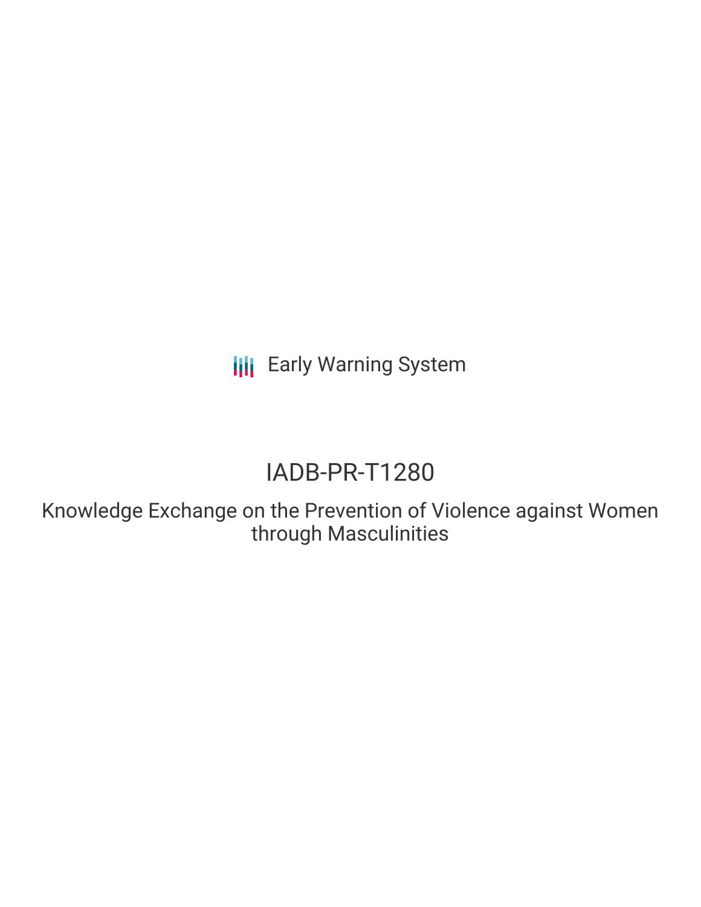Early Warning System

# IADB-PR-T1280

Knowledge Exchange on the Prevention of Violence against Women through Masculinities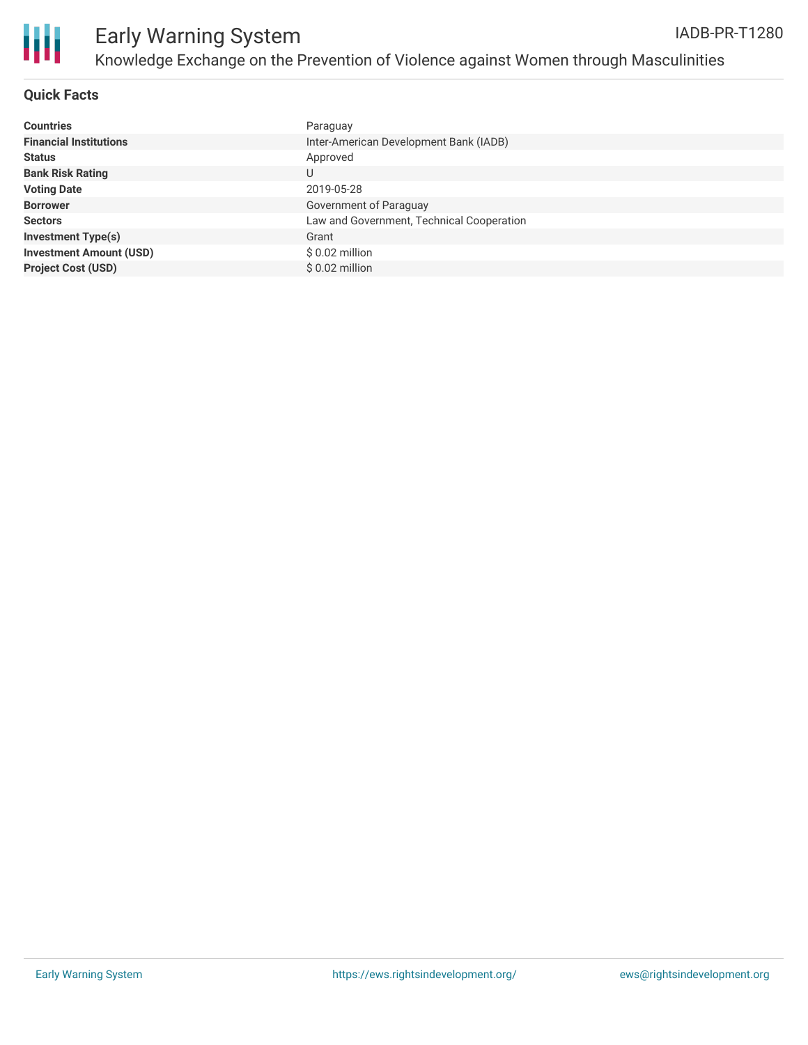# Early Warning System

## Knowledge Exchange on the Prevention of Violence against Women through Masculinities

IADB-PR-T1280

### Quick Facts

| | |
|---|---|
| **Countries** | Paraguay |
| **Financial Institutions** | Inter-American Development Bank (IADB) |
| **Status** | Approved |
| **Bank Risk Rating** | U |
| **Voting Date** | 2019-05-28 |
| **Borrower** | Government of Paraguay |
| **Sectors** | Law and Government, Technical Cooperation |
| **Investment Type(s)** | Grant |
| **Investment Amount (USD)** | $ 0.02 million |
| **Project Cost (USD)** | $ 0.02 million |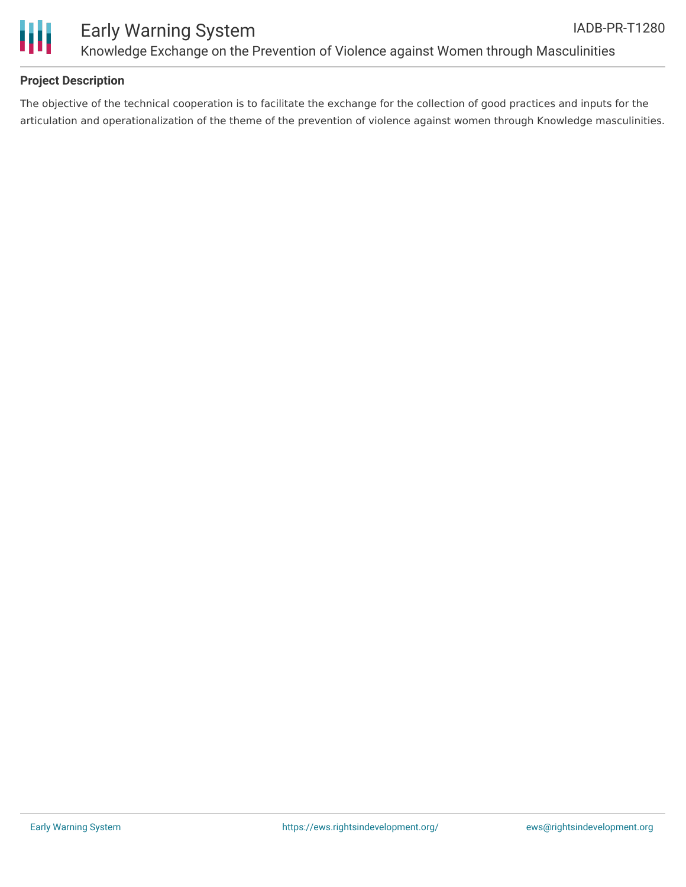**Project Description**

The objective of the technical cooperation is to facilitate the exchange for the collection of good practices and inputs for the articulation and operationalization of the theme of the prevention of violence against women through Knowledge masculinities.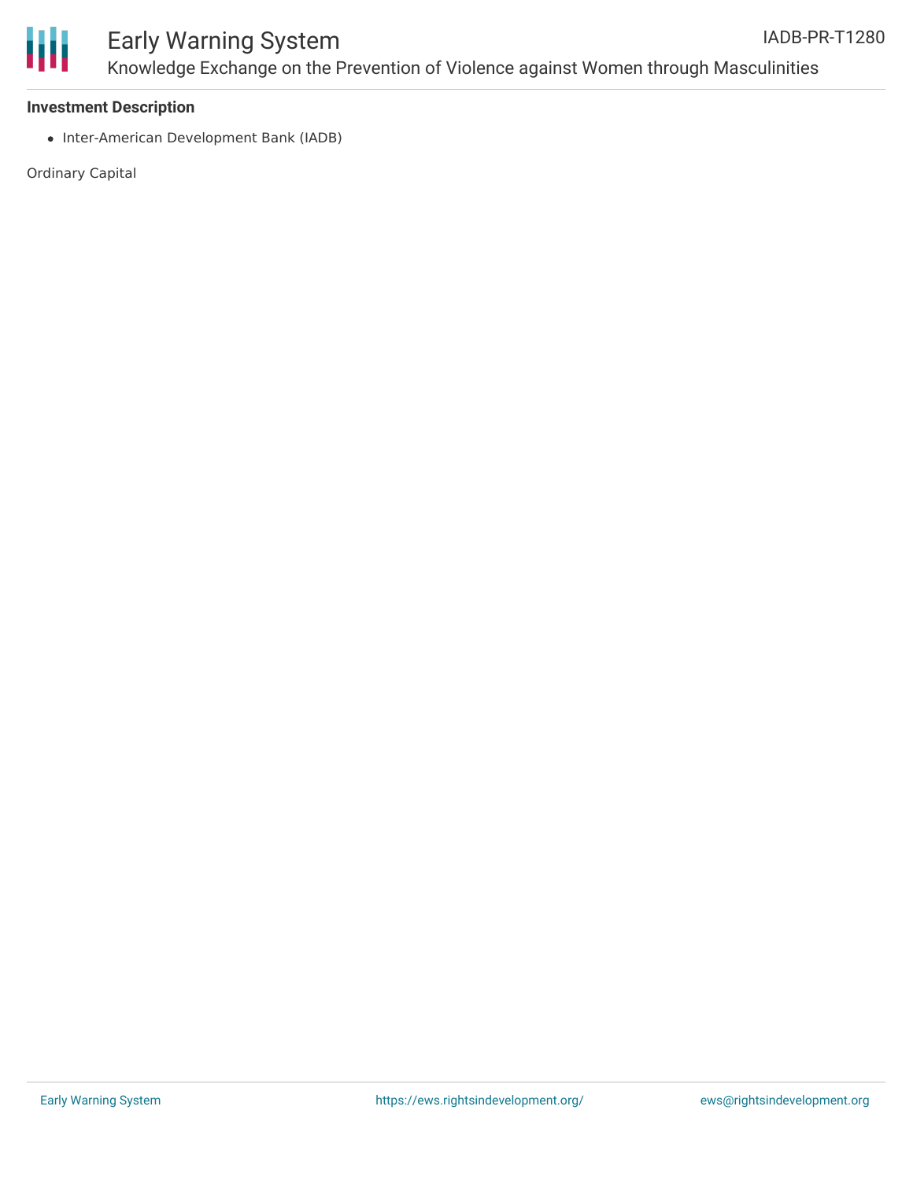**Investment Description**

- Inter-American Development Bank (IADB)

Ordinary Capital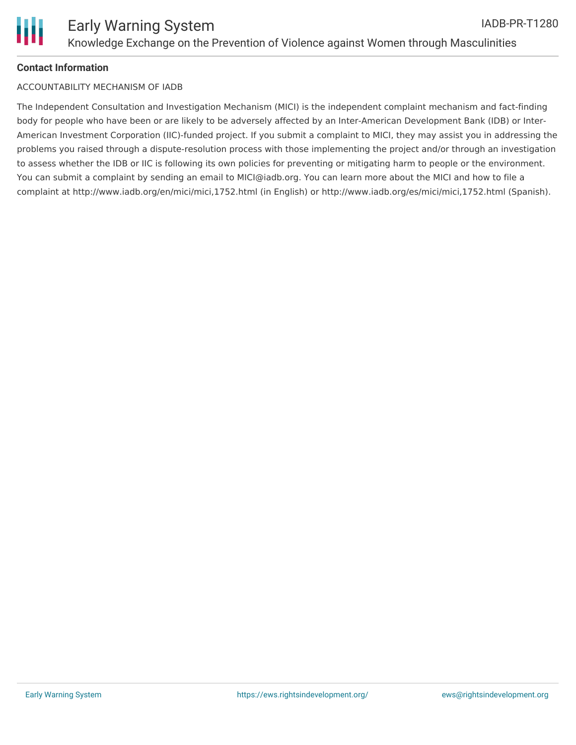**Contact Information**

ACCOUNTABILITY MECHANISM OF IADB

The Independent Consultation and Investigation Mechanism (MICI) is the independent complaint mechanism and fact-finding body for people who have been or are likely to be adversely affected by an Inter-American Development Bank (IDB) or Inter-American Investment Corporation (IIC)-funded project. If you submit a complaint to MICI, they may assist you in addressing the problems you raised through a dispute-resolution process with those implementing the project and/or through an investigation to assess whether the IDB or IIC is following its own policies for preventing or mitigating harm to people or the environment. You can submit a complaint by sending an email to MICI@iadb.org. You can learn more about the MICI and how to file a complaint at http://www.iadb.org/en/mici/mici,1752.html (in English) or http://www.iadb.org/es/mici/mici,1752.html (Spanish).